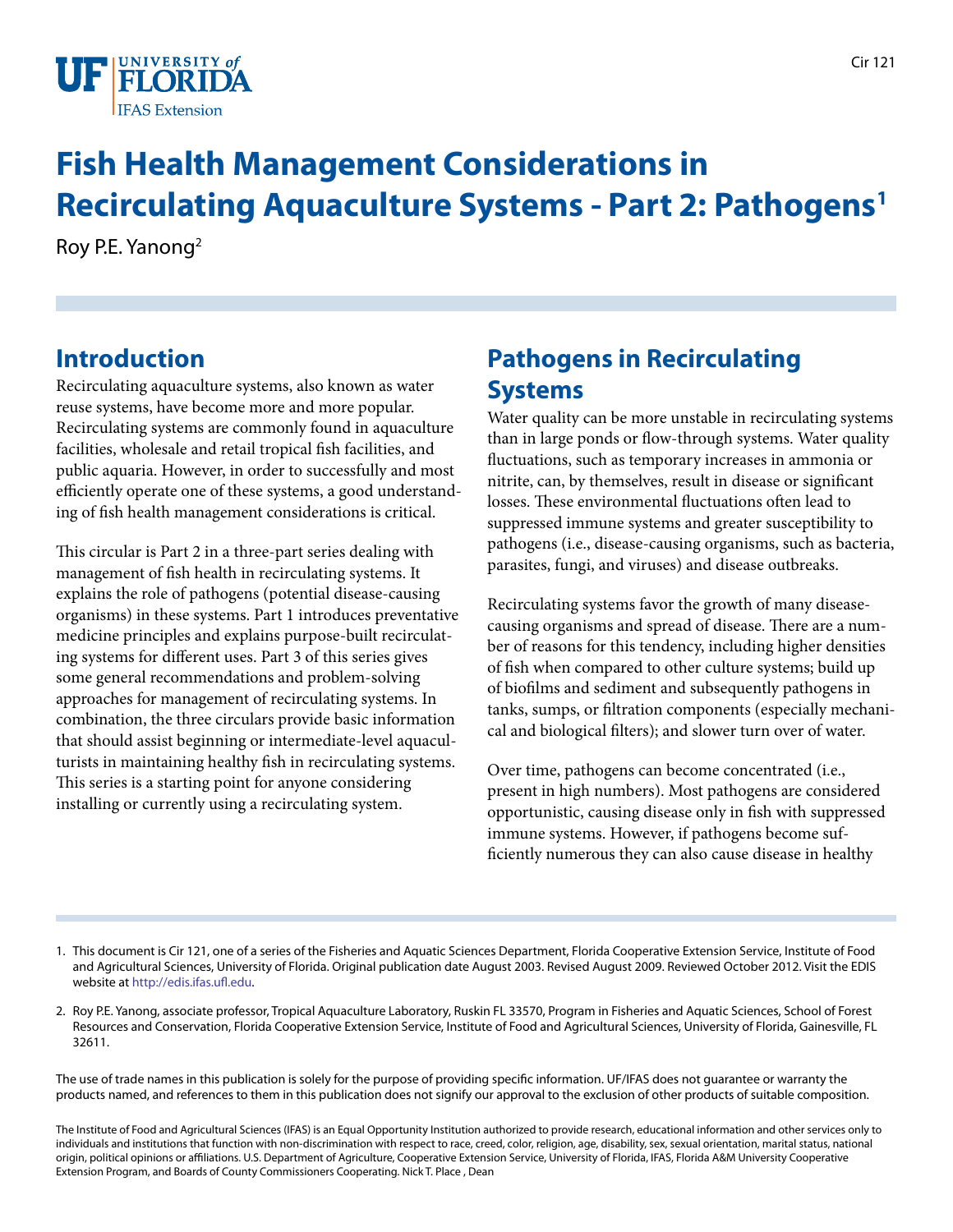# Fish Health Management Considerations in Recirculating Aquaculture Systems - Part 2: Pathogens[1]

Roy P.E. Yanong[2]

## Introduction

Recirculating aquaculture systems, also known as water reuse systems, have become more and more popular. Recirculating systems are commonly found in aquaculture facilities, wholesale and retail tropical fish facilities, and public aquaria. However, in order to successfully and most efficiently operate one of these systems, a good understanding of fish health management considerations is critical.

This circular is Part 2 in a three-part series dealing with management of fish health in recirculating systems. It explains the role of pathogens (potential disease-causing organisms) in these systems. Part 1 introduces preventative medicine principles and explains purpose-built recirculating systems for different uses. Part 3 of this series gives some general recommendations and problem-solving approaches for management of recirculating systems. In combination, the three circulars provide basic information that should assist beginning or intermediate-level aquaculturists in maintaining healthy fish in recirculating systems. This series is a starting point for anyone considering installing or currently using a recirculating system.

## Pathogens in Recirculating Systems

Water quality can be more unstable in recirculating systems than in large ponds or flow-through systems. Water quality fluctuations, such as temporary increases in ammonia or nitrite, can, by themselves, result in disease or significant losses. These environmental fluctuations often lead to suppressed immune systems and greater susceptibility to pathogens (i.e., disease-causing organisms, such as bacteria, parasites, fungi, and viruses) and disease outbreaks.

Recirculating systems favor the growth of many disease-causing organisms and spread of disease. There are a number of reasons for this tendency, including higher densities of fish when compared to other culture systems; build up of biofilms and sediment and subsequently pathogens in tanks, sumps, or filtration components (especially mechanical and biological filters); and slower turn over of water.

Over time, pathogens can become concentrated (i.e., present in high numbers). Most pathogens are considered opportunistic, causing disease only in fish with suppressed immune systems. However, if pathogens become sufficiently numerous they can also cause disease in healthy

1. This document is Cir 121, one of a series of the Fisheries and Aquatic Sciences Department, Florida Cooperative Extension Service, Institute of Food and Agricultural Sciences, University of Florida. Original publication date August 2003. Revised August 2009. Reviewed October 2012. Visit the EDIS website at http://edis.ifas.ufl.edu.

2. Roy P.E. Yanong, associate professor, Tropical Aquaculture Laboratory, Ruskin FL 33570, Program in Fisheries and Aquatic Sciences, School of Forest Resources and Conservation, Florida Cooperative Extension Service, Institute of Food and Agricultural Sciences, University of Florida, Gainesville, FL 32611.

The use of trade names in this publication is solely for the purpose of providing specific information. UF/IFAS does not guarantee or warranty the products named, and references to them in this publication does not signify our approval to the exclusion of other products of suitable composition.

The Institute of Food and Agricultural Sciences (IFAS) is an Equal Opportunity Institution authorized to provide research, educational information and other services only to individuals and institutions that function with non-discrimination with respect to race, creed, color, religion, age, disability, sex, sexual orientation, marital status, national origin, political opinions or affiliations. U.S. Department of Agriculture, Cooperative Extension Service, University of Florida, IFAS, Florida A&M University Cooperative Extension Program, and Boards of County Commissioners Cooperating. Nick T. Place , Dean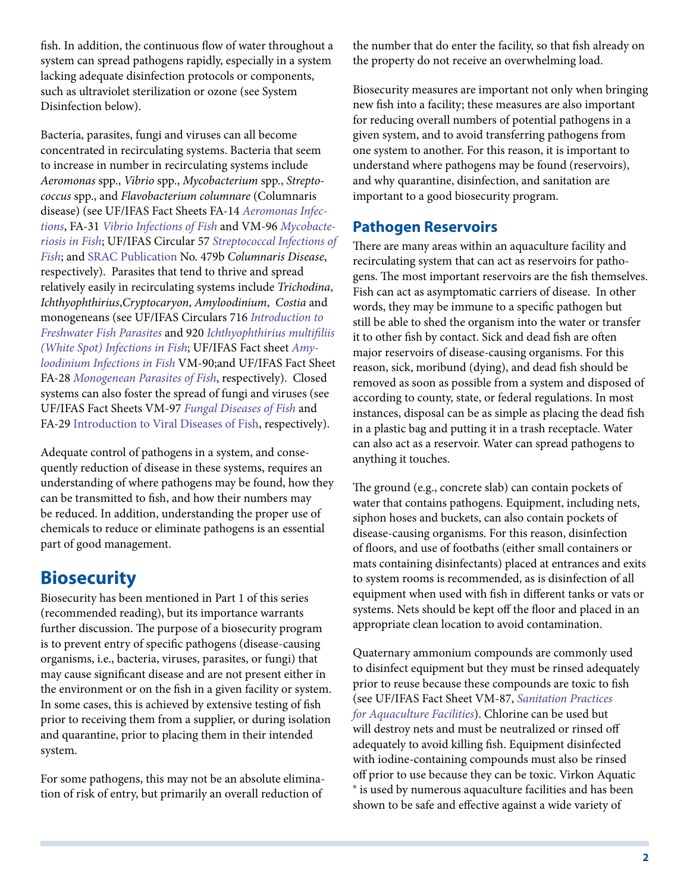fish. In addition, the continuous flow of water throughout a system can spread pathogens rapidly, especially in a system lacking adequate disinfection protocols or components, such as ultraviolet sterilization or ozone (see System Disinfection below).

Bacteria, parasites, fungi and viruses can all become concentrated in recirculating systems. Bacteria that seem to increase in number in recirculating systems include *Aeromonas* spp., *Vibrio* spp., *Mycobacterium* spp., *Streptococcus* spp., and *Flavobacterium columnare* (Columnaris disease) (see UF/IFAS Fact Sheets FA-14 *Aeromonas Infections*, FA-31 *Vibrio Infections of Fish* and VM-96 *Mycobacteriosis in Fish*; UF/IFAS Circular 57 *Streptococcal Infections of Fish*; and SRAC Publication No. 479b *Columnaris Disease*, respectively). Parasites that tend to thrive and spread relatively easily in recirculating systems include *Trichodina*, *Ichthyophthirius*, *Cryptocaryon*, *Amyloodinium*, *Costia* and monogeneans (see UF/IFAS Circulars 716 *Introduction to Freshwater Fish Parasites* and 920 *Ichthyophthirius multifiliis (White Spot) Infections in Fish*; UF/IFAS Fact sheet *Amyloodinium Infections in Fish* VM-90;and UF/IFAS Fact Sheet FA-28 *Monogenean Parasites of Fish*, respectively). Closed systems can also foster the spread of fungi and viruses (see UF/IFAS Fact Sheets VM-97 *Fungal Diseases of Fish* and FA-29 Introduction to Viral Diseases of Fish, respectively).

Adequate control of pathogens in a system, and consequently reduction of disease in these systems, requires an understanding of where pathogens may be found, how they can be transmitted to fish, and how their numbers may be reduced. In addition, understanding the proper use of chemicals to reduce or eliminate pathogens is an essential part of good management.

# Biosecurity

Biosecurity has been mentioned in Part 1 of this series (recommended reading), but its importance warrants further discussion. The purpose of a biosecurity program is to prevent entry of specific pathogens (disease-causing organisms, i.e., bacteria, viruses, parasites, or fungi) that may cause significant disease and are not present either in the environment or on the fish in a given facility or system. In some cases, this is achieved by extensive testing of fish prior to receiving them from a supplier, or during isolation and quarantine, prior to placing them in their intended system.

For some pathogens, this may not be an absolute elimination of risk of entry, but primarily an overall reduction of the number that do enter the facility, so that fish already on the property do not receive an overwhelming load.

Biosecurity measures are important not only when bringing new fish into a facility; these measures are also important for reducing overall numbers of potential pathogens in a given system, and to avoid transferring pathogens from one system to another. For this reason, it is important to understand where pathogens may be found (reservoirs), and why quarantine, disinfection, and sanitation are important to a good biosecurity program.

## Pathogen Reservoirs

There are many areas within an aquaculture facility and recirculating system that can act as reservoirs for pathogens. The most important reservoirs are the fish themselves. Fish can act as asymptomatic carriers of disease. In other words, they may be immune to a specific pathogen but still be able to shed the organism into the water or transfer it to other fish by contact. Sick and dead fish are often major reservoirs of disease-causing organisms. For this reason, sick, moribund (dying), and dead fish should be removed as soon as possible from a system and disposed of according to county, state, or federal regulations. In most instances, disposal can be as simple as placing the dead fish in a plastic bag and putting it in a trash receptacle. Water can also act as a reservoir. Water can spread pathogens to anything it touches.

The ground (e.g., concrete slab) can contain pockets of water that contains pathogens. Equipment, including nets, siphon hoses and buckets, can also contain pockets of disease-causing organisms. For this reason, disinfection of floors, and use of footbaths (either small containers or mats containing disinfectants) placed at entrances and exits to system rooms is recommended, as is disinfection of all equipment when used with fish in different tanks or vats or systems. Nets should be kept off the floor and placed in an appropriate clean location to avoid contamination.

Quaternary ammonium compounds are commonly used to disinfect equipment but they must be rinsed adequately prior to reuse because these compounds are toxic to fish (see UF/IFAS Fact Sheet VM-87, *Sanitation Practices for Aquaculture Facilities*). Chlorine can be used but will destroy nets and must be neutralized or rinsed off adequately to avoid killing fish. Equipment disinfected with iodine-containing compounds must also be rinsed off prior to use because they can be toxic. Virkon Aquatic ® is used by numerous aquaculture facilities and has been shown to be safe and effective against a wide variety of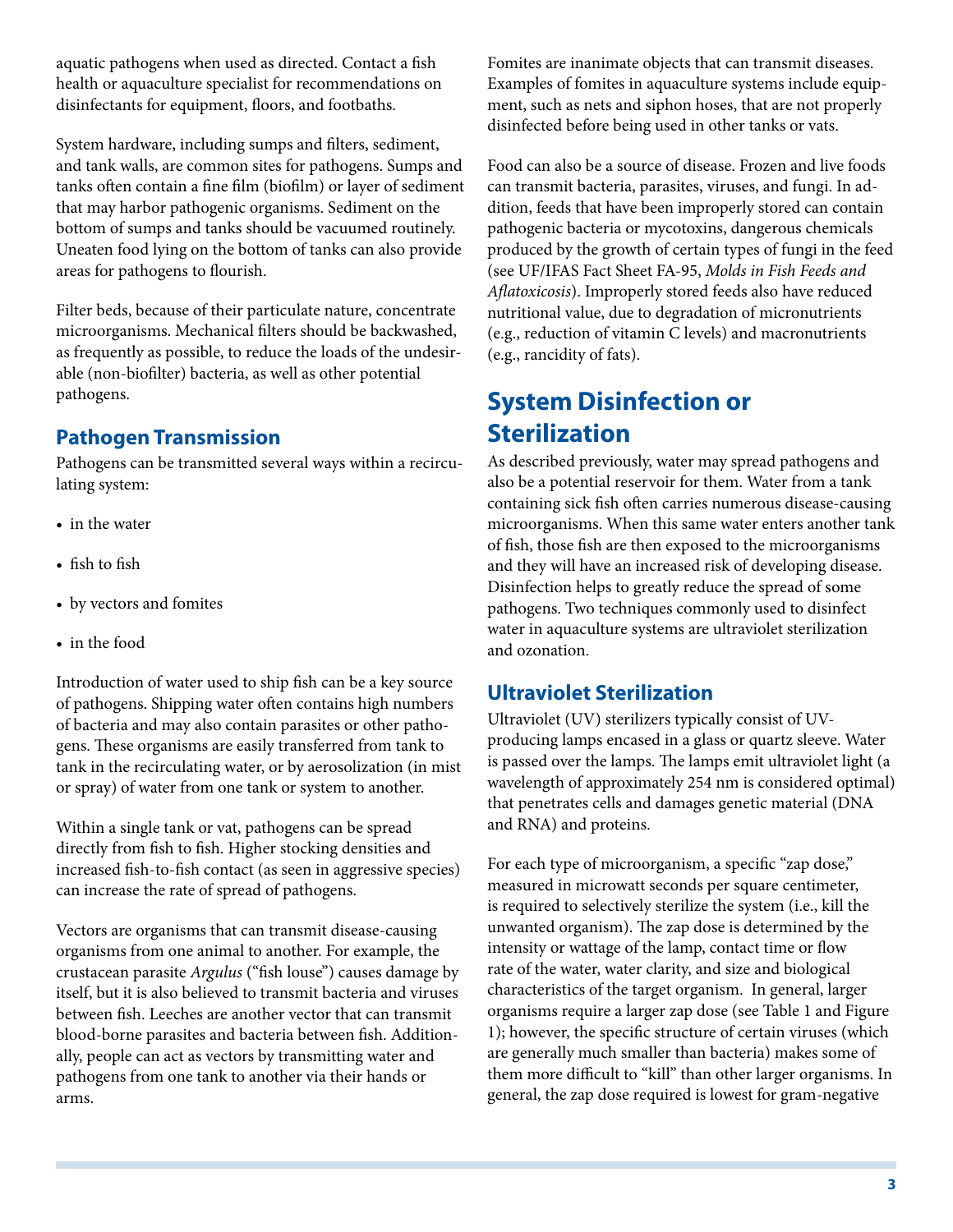aquatic pathogens when used as directed. Contact a fish health or aquaculture specialist for recommendations on disinfectants for equipment, floors, and footbaths.

System hardware, including sumps and filters, sediment, and tank walls, are common sites for pathogens. Sumps and tanks often contain a fine film (biofilm) or layer of sediment that may harbor pathogenic organisms. Sediment on the bottom of sumps and tanks should be vacuumed routinely. Uneaten food lying on the bottom of tanks can also provide areas for pathogens to flourish.

Filter beds, because of their particulate nature, concentrate microorganisms. Mechanical filters should be backwashed, as frequently as possible, to reduce the loads of the undesirable (non-biofilter) bacteria, as well as other potential pathogens.

## Pathogen Transmission

Pathogens can be transmitted several ways within a recirculating system:

- in the water
- fish to fish
- by vectors and fomites
- in the food

Introduction of water used to ship fish can be a key source of pathogens. Shipping water often contains high numbers of bacteria and may also contain parasites or other pathogens. These organisms are easily transferred from tank to tank in the recirculating water, or by aerosolization (in mist or spray) of water from one tank or system to another.

Within a single tank or vat, pathogens can be spread directly from fish to fish. Higher stocking densities and increased fish-to-fish contact (as seen in aggressive species) can increase the rate of spread of pathogens.

Vectors are organisms that can transmit disease-causing organisms from one animal to another. For example, the crustacean parasite *Argulus* ("fish louse") causes damage by itself, but it is also believed to transmit bacteria and viruses between fish. Leeches are another vector that can transmit blood-borne parasites and bacteria between fish. Additionally, people can act as vectors by transmitting water and pathogens from one tank to another via their hands or arms.

Fomites are inanimate objects that can transmit diseases. Examples of fomites in aquaculture systems include equipment, such as nets and siphon hoses, that are not properly disinfected before being used in other tanks or vats.

Food can also be a source of disease. Frozen and live foods can transmit bacteria, parasites, viruses, and fungi. In addition, feeds that have been improperly stored can contain pathogenic bacteria or mycotoxins, dangerous chemicals produced by the growth of certain types of fungi in the feed (see UF/IFAS Fact Sheet FA-95, *Molds in Fish Feeds and Aflatoxicosis*). Improperly stored feeds also have reduced nutritional value, due to degradation of micronutrients (e.g., reduction of vitamin C levels) and macronutrients (e.g., rancidity of fats).

# System Disinfection or Sterilization

As described previously, water may spread pathogens and also be a potential reservoir for them. Water from a tank containing sick fish often carries numerous disease-causing microorganisms. When this same water enters another tank of fish, those fish are then exposed to the microorganisms and they will have an increased risk of developing disease. Disinfection helps to greatly reduce the spread of some pathogens. Two techniques commonly used to disinfect water in aquaculture systems are ultraviolet sterilization and ozonation.

## Ultraviolet Sterilization

Ultraviolet (UV) sterilizers typically consist of UV-producing lamps encased in a glass or quartz sleeve. Water is passed over the lamps. The lamps emit ultraviolet light (a wavelength of approximately 254 nm is considered optimal) that penetrates cells and damages genetic material (DNA and RNA) and proteins.

For each type of microorganism, a specific "zap dose," measured in microwatt seconds per square centimeter, is required to selectively sterilize the system (i.e., kill the unwanted organism). The zap dose is determined by the intensity or wattage of the lamp, contact time or flow rate of the water, water clarity, and size and biological characteristics of the target organism. In general, larger organisms require a larger zap dose (see Table 1 and Figure 1); however, the specific structure of certain viruses (which are generally much smaller than bacteria) makes some of them more difficult to "kill" than other larger organisms. In general, the zap dose required is lowest for gram-negative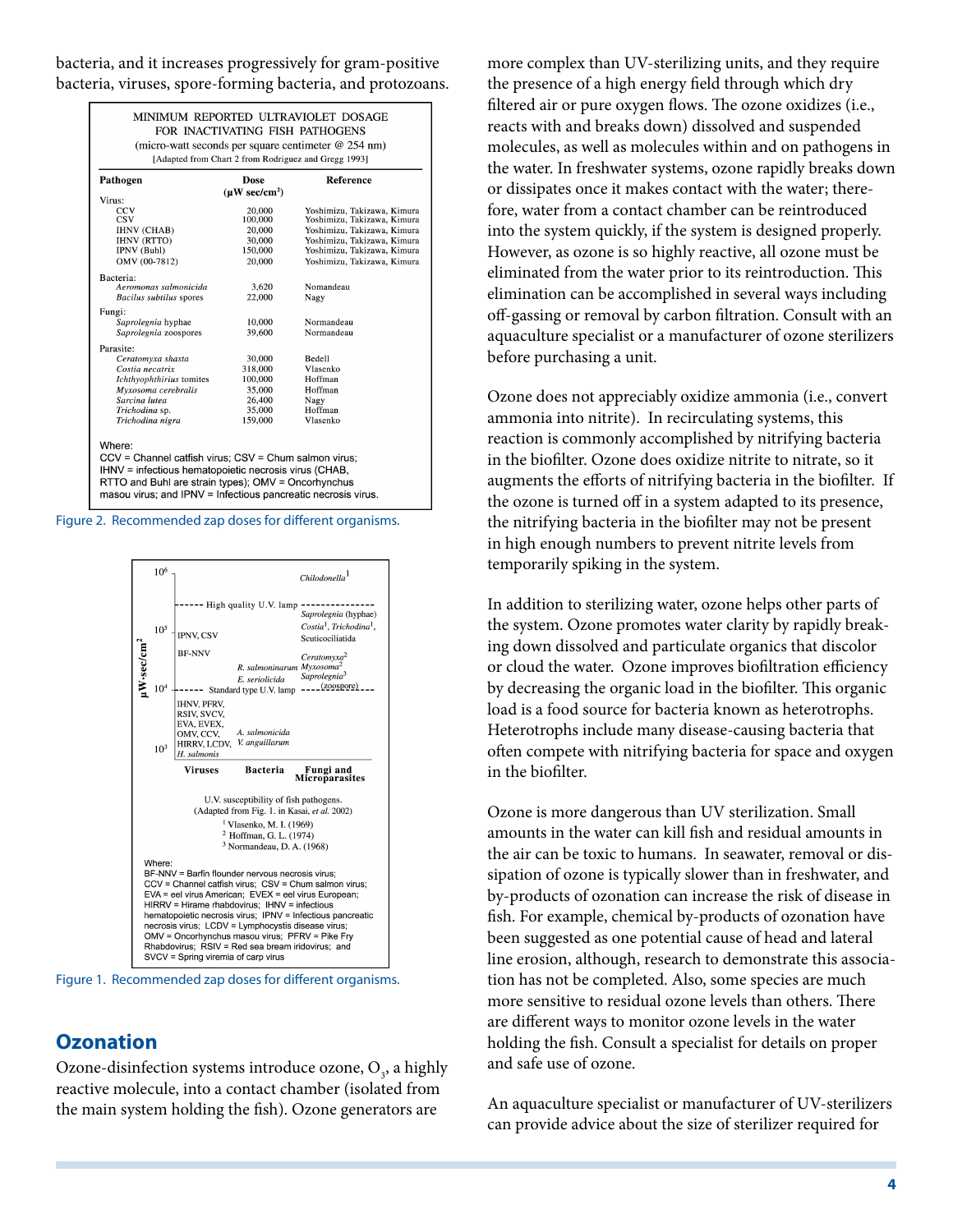bacteria, and it increases progressively for gram-positive bacteria, viruses, spore-forming bacteria, and protozoans.

MINIMUM REPORTED ULTRAVIOLET DOSAGE FOR INACTIVATING FISH PATHOGENS
(micro-watt seconds per square centimeter @ 254 nm)
[Adapted from Chart 2 from Rodriguez and Gregg 1993]

| Pathogen | Dose ($\mu$W sec/cm$^2$) | Reference |
|---|---|---|
| Virus: | | |
| CCV | 20,000 | Yoshimizu, Takizawa, Kimura |
| CSV | 100,000 | Yoshimizu, Takizawa, Kimura |
| IHNV (CHAB) | 20,000 | Yoshimizu, Takizawa, Kimura |
| IHNV (RTTO) | 30,000 | Yoshimizu, Takizawa, Kimura |
| IPNV (Buhl) | 150,000 | Yoshimizu, Takizawa, Kimura |
| OMV (00-7812) | 20,000 | Yoshimizu, Takizawa, Kimura |
| Bacteria: | | |
| *Aeromonas salmonicida* | 3,620 | Nomandeau |
| *Bacilus subtilus* spores | 22,000 | Nagy |
| Fungi: | | |
| *Saprolegnia* hyphae | 10,000 | Normandeau |
| *Saprolegnia* zoospores | 39,600 | Normandeau |
| Parasite: | | |
| *Ceratomyxa shasta* | 30,000 | Bedell |
| *Costia necatrix* | 318,000 | Vlasenko |
| *Ichthyophthirius* tomites | 100,000 | Hoffman |
| *Myxosoma cerebralis* | 35,000 | Hoffman |
| *Sarcina lutea* | 26,400 | Nagy |
| *Trichodina* sp. | 35,000 | Hoffman |
| *Trichodina nigra* | 159,000 | Vlasenko |

Where:
CCV = Channel catfish virus; CSV = Chum salmon virus; IHNV = infectious hematopoietic necrosis virus (CHAB, RTTO and Buhl are strain types); OMV = Oncorhynchus masou virus; and IPNV = Infectious pancreatic necrosis virus.

Figure 2. Recommended zap doses for different organisms.

U.V. susceptibility of fish pathogens. (Adapted from Fig. 1. in Kasai, *et al.* 2002)
[1] Vlasenko, M. I. (1969)
[2] Hoffman, G. L. (1974)
[3] Normandeau, D. A. (1968)

Where:
BF-NNV = Barfin flounder nervous necrosis virus; CCV = Channel catfish virus; CSV = Chum salmon virus; EVA = eel virus American; EVEX = eel virus European; HIRRV = Hirame rhabdovirus; IHNV = infectious hematopoietic necrosis virus; IPNV = Infectious pancreatic necrosis virus; LCDV = Lymphocystis disease virus; OMV = Oncorhynchus masou virus; PFRV = Pike Fry Rhabdovirus; RSIV = Red sea bream iridovirus; and SVCV = Spring viremia of carp virus

Figure 1. Recommended zap doses for different organisms.

## Ozonation

Ozone-disinfection systems introduce ozone, $O_3$, a highly reactive molecule, into a contact chamber (isolated from the main system holding the fish). Ozone generators are more complex than UV-sterilizing units, and they require the presence of a high energy field through which dry filtered air or pure oxygen flows. The ozone oxidizes (i.e., reacts with and breaks down) dissolved and suspended molecules, as well as molecules within and on pathogens in the water. In freshwater systems, ozone rapidly breaks down or dissipates once it makes contact with the water; therefore, water from a contact chamber can be reintroduced into the system quickly, if the system is designed properly. However, as ozone is so highly reactive, all ozone must be eliminated from the water prior to its reintroduction. This elimination can be accomplished in several ways including off-gassing or removal by carbon filtration. Consult with an aquaculture specialist or a manufacturer of ozone sterilizers before purchasing a unit.

Ozone does not appreciably oxidize ammonia (i.e., convert ammonia into nitrite). In recirculating systems, this reaction is commonly accomplished by nitrifying bacteria in the biofilter. Ozone does oxidize nitrite to nitrate, so it augments the efforts of nitrifying bacteria in the biofilter. If the ozone is turned off in a system adapted to its presence, the nitrifying bacteria in the biofilter may not be present in high enough numbers to prevent nitrite levels from temporarily spiking in the system.

In addition to sterilizing water, ozone helps other parts of the system. Ozone promotes water clarity by rapidly breaking down dissolved and particulate organics that discolor or cloud the water. Ozone improves biofiltration efficiency by decreasing the organic load in the biofilter. This organic load is a food source for bacteria known as heterotrophs. Heterotrophs include many disease-causing bacteria that often compete with nitrifying bacteria for space and oxygen in the biofilter.

Ozone is more dangerous than UV sterilization. Small amounts in the water can kill fish and residual amounts in the air can be toxic to humans. In seawater, removal or dissipation of ozone is typically slower than in freshwater, and by-products of ozonation can increase the risk of disease in fish. For example, chemical by-products of ozonation have been suggested as one potential cause of head and lateral line erosion, although, research to demonstrate this association has not be completed. Also, some species are much more sensitive to residual ozone levels than others. There are different ways to monitor ozone levels in the water holding the fish. Consult a specialist for details on proper and safe use of ozone.

An aquaculture specialist or manufacturer of UV-sterilizers can provide advice about the size of sterilizer required for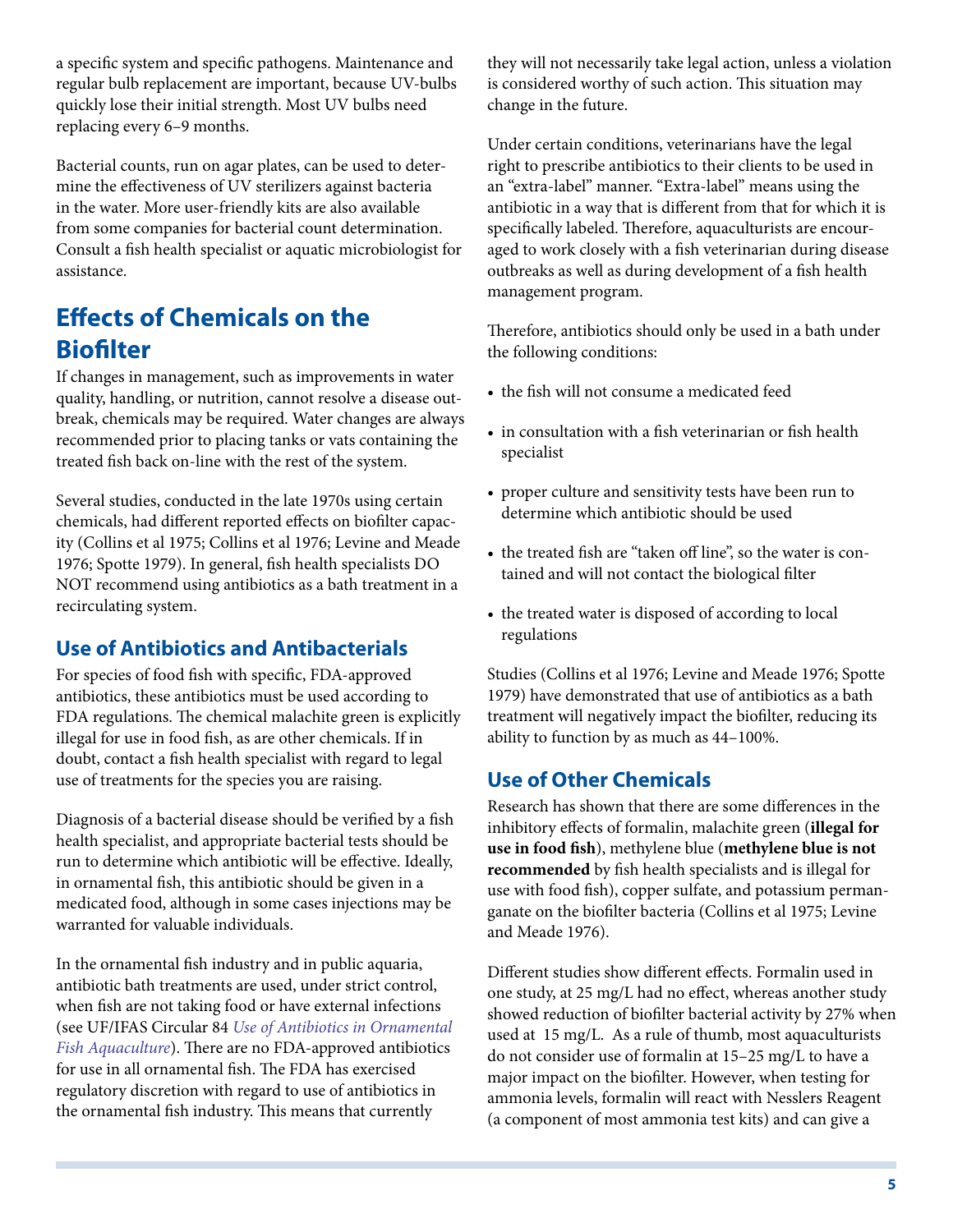a specific system and specific pathogens. Maintenance and regular bulb replacement are important, because UV-bulbs quickly lose their initial strength. Most UV bulbs need replacing every 6–9 months.

Bacterial counts, run on agar plates, can be used to determine the effectiveness of UV sterilizers against bacteria in the water. More user-friendly kits are also available from some companies for bacterial count determination. Consult a fish health specialist or aquatic microbiologist for assistance.

## Effects of Chemicals on the Biofilter

If changes in management, such as improvements in water quality, handling, or nutrition, cannot resolve a disease outbreak, chemicals may be required. Water changes are always recommended prior to placing tanks or vats containing the treated fish back on-line with the rest of the system.

Several studies, conducted in the late 1970s using certain chemicals, had different reported effects on biofilter capacity (Collins et al 1975; Collins et al 1976; Levine and Meade 1976; Spotte 1979). In general, fish health specialists DO NOT recommend using antibiotics as a bath treatment in a recirculating system.

### Use of Antibiotics and Antibacterials

For species of food fish with specific, FDA-approved antibiotics, these antibiotics must be used according to FDA regulations. The chemical malachite green is explicitly illegal for use in food fish, as are other chemicals. If in doubt, contact a fish health specialist with regard to legal use of treatments for the species you are raising.

Diagnosis of a bacterial disease should be verified by a fish health specialist, and appropriate bacterial tests should be run to determine which antibiotic will be effective. Ideally, in ornamental fish, this antibiotic should be given in a medicated food, although in some cases injections may be warranted for valuable individuals.

In the ornamental fish industry and in public aquaria, antibiotic bath treatments are used, under strict control, when fish are not taking food or have external infections (see UF/IFAS Circular 84 *Use of Antibiotics in Ornamental Fish Aquaculture*). There are no FDA-approved antibiotics for use in all ornamental fish. The FDA has exercised regulatory discretion with regard to use of antibiotics in the ornamental fish industry. This means that currently they will not necessarily take legal action, unless a violation is considered worthy of such action. This situation may change in the future.

Under certain conditions, veterinarians have the legal right to prescribe antibiotics to their clients to be used in an "extra-label" manner. "Extra-label" means using the antibiotic in a way that is different from that for which it is specifically labeled. Therefore, aquaculturists are encouraged to work closely with a fish veterinarian during disease outbreaks as well as during development of a fish health management program.

Therefore, antibiotics should only be used in a bath under the following conditions:

- the fish will not consume a medicated feed
- in consultation with a fish veterinarian or fish health specialist
- proper culture and sensitivity tests have been run to determine which antibiotic should be used
- the treated fish are "taken off line", so the water is contained and will not contact the biological filter
- the treated water is disposed of according to local regulations

Studies (Collins et al 1976; Levine and Meade 1976; Spotte 1979) have demonstrated that use of antibiotics as a bath treatment will negatively impact the biofilter, reducing its ability to function by as much as 44–100%.

### Use of Other Chemicals

Research has shown that there are some differences in the inhibitory effects of formalin, malachite green (**illegal for use in food fish**), methylene blue (**methylene blue is not recommended** by fish health specialists and is illegal for use with food fish), copper sulfate, and potassium permanganate on the biofilter bacteria (Collins et al 1975; Levine and Meade 1976).

Different studies show different effects. Formalin used in one study, at 25 mg/L had no effect, whereas another study showed reduction of biofilter bacterial activity by 27% when used at 15 mg/L. As a rule of thumb, most aquaculturists do not consider use of formalin at 15–25 mg/L to have a major impact on the biofilter. However, when testing for ammonia levels, formalin will react with Nesslers Reagent (a component of most ammonia test kits) and can give a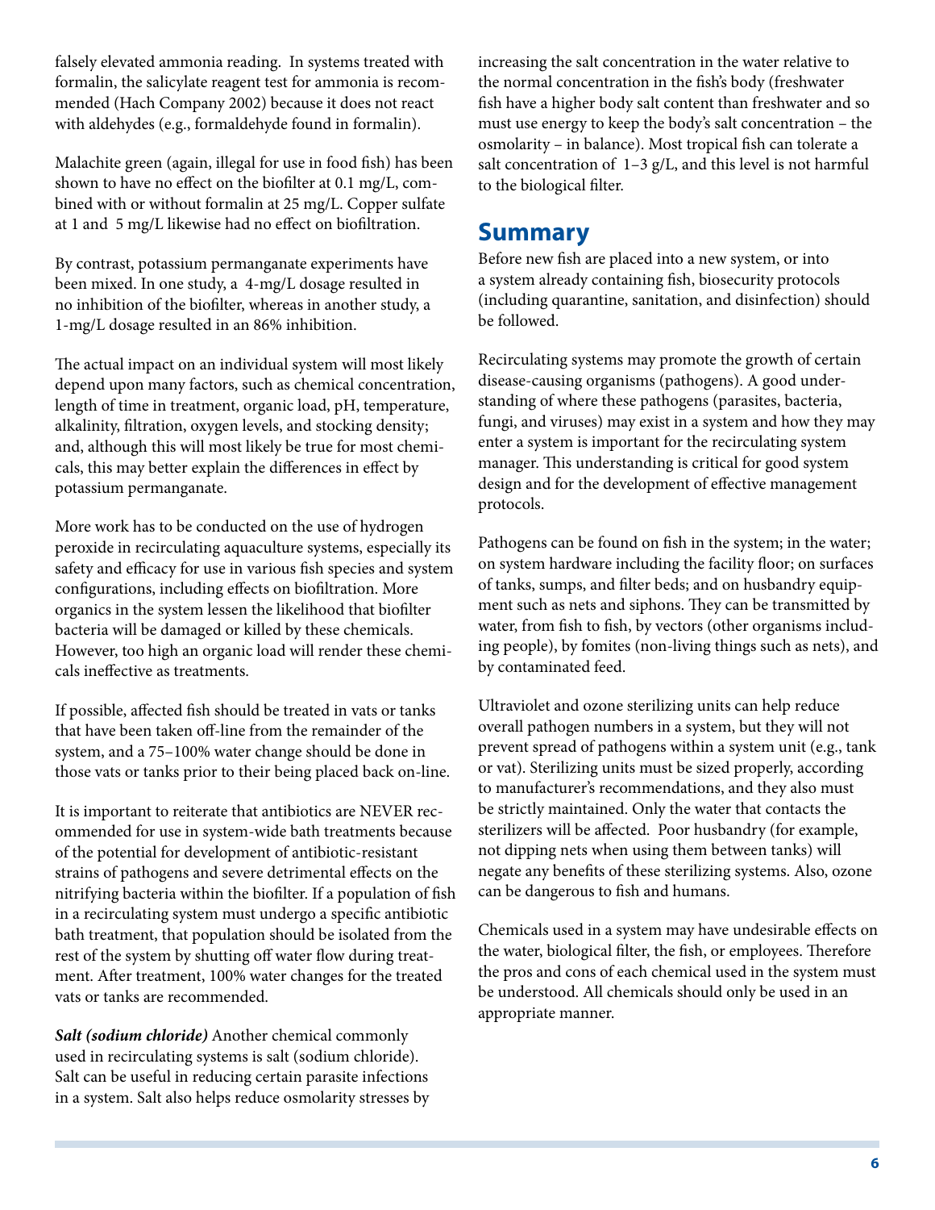falsely elevated ammonia reading. In systems treated with formalin, the salicylate reagent test for ammonia is recommended (Hach Company 2002) because it does not react with aldehydes (e.g., formaldehyde found in formalin).

Malachite green (again, illegal for use in food fish) has been shown to have no effect on the biofilter at 0.1 mg/L, combined with or without formalin at 25 mg/L. Copper sulfate at 1 and 5 mg/L likewise had no effect on biofiltration.

By contrast, potassium permanganate experiments have been mixed. In one study, a 4-mg/L dosage resulted in no inhibition of the biofilter, whereas in another study, a 1-mg/L dosage resulted in an 86% inhibition.

The actual impact on an individual system will most likely depend upon many factors, such as chemical concentration, length of time in treatment, organic load, pH, temperature, alkalinity, filtration, oxygen levels, and stocking density; and, although this will most likely be true for most chemicals, this may better explain the differences in effect by potassium permanganate.

More work has to be conducted on the use of hydrogen peroxide in recirculating aquaculture systems, especially its safety and efficacy for use in various fish species and system configurations, including effects on biofiltration. More organics in the system lessen the likelihood that biofilter bacteria will be damaged or killed by these chemicals. However, too high an organic load will render these chemicals ineffective as treatments.

If possible, affected fish should be treated in vats or tanks that have been taken off-line from the remainder of the system, and a 75–100% water change should be done in those vats or tanks prior to their being placed back on-line.

It is important to reiterate that antibiotics are NEVER recommended for use in system-wide bath treatments because of the potential for development of antibiotic-resistant strains of pathogens and severe detrimental effects on the nitrifying bacteria within the biofilter. If a population of fish in a recirculating system must undergo a specific antibiotic bath treatment, that population should be isolated from the rest of the system by shutting off water flow during treatment. After treatment, 100% water changes for the treated vats or tanks are recommended.

***Salt (sodium chloride)*** Another chemical commonly used in recirculating systems is salt (sodium chloride). Salt can be useful in reducing certain parasite infections in a system. Salt also helps reduce osmolarity stresses by increasing the salt concentration in the water relative to the normal concentration in the fish's body (freshwater fish have a higher body salt content than freshwater and so must use energy to keep the body's salt concentration – the osmolarity – in balance). Most tropical fish can tolerate a salt concentration of 1–3 g/L, and this level is not harmful to the biological filter.

## Summary

Before new fish are placed into a new system, or into a system already containing fish, biosecurity protocols (including quarantine, sanitation, and disinfection) should be followed.

Recirculating systems may promote the growth of certain disease-causing organisms (pathogens). A good understanding of where these pathogens (parasites, bacteria, fungi, and viruses) may exist in a system and how they may enter a system is important for the recirculating system manager. This understanding is critical for good system design and for the development of effective management protocols.

Pathogens can be found on fish in the system; in the water; on system hardware including the facility floor; on surfaces of tanks, sumps, and filter beds; and on husbandry equipment such as nets and siphons. They can be transmitted by water, from fish to fish, by vectors (other organisms including people), by fomites (non-living things such as nets), and by contaminated feed.

Ultraviolet and ozone sterilizing units can help reduce overall pathogen numbers in a system, but they will not prevent spread of pathogens within a system unit (e.g., tank or vat). Sterilizing units must be sized properly, according to manufacturer's recommendations, and they also must be strictly maintained. Only the water that contacts the sterilizers will be affected. Poor husbandry (for example, not dipping nets when using them between tanks) will negate any benefits of these sterilizing systems. Also, ozone can be dangerous to fish and humans.

Chemicals used in a system may have undesirable effects on the water, biological filter, the fish, or employees. Therefore the pros and cons of each chemical used in the system must be understood. All chemicals should only be used in an appropriate manner.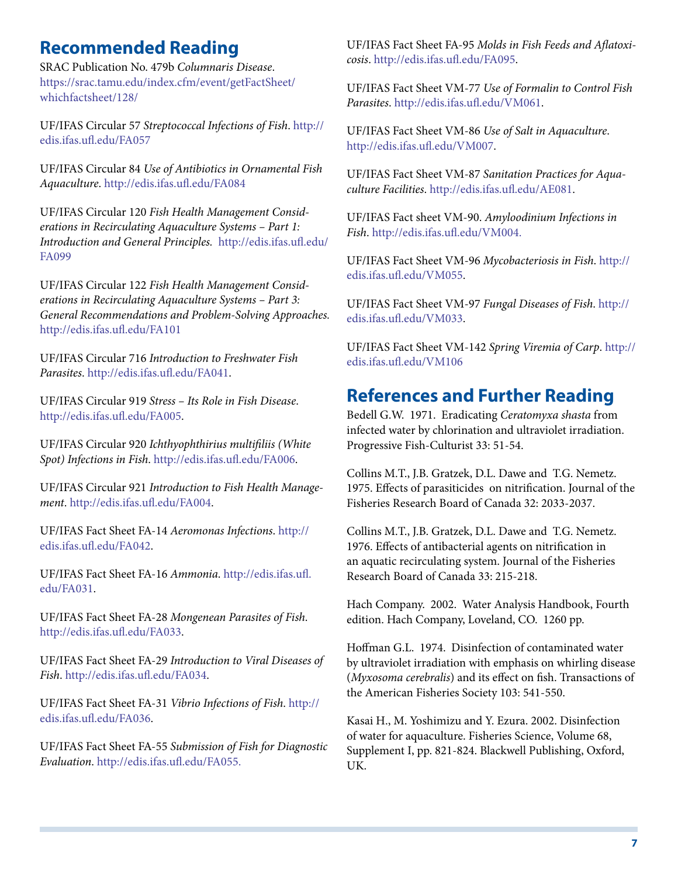## Recommended Reading

SRAC Publication No. 479b *Columnaris Disease*. https://srac.tamu.edu/index.cfm/event/getFactSheet/whichfactsheet/128/

UF/IFAS Circular 57 *Streptococcal Infections of Fish*. http://edis.ifas.ufl.edu/FA057

UF/IFAS Circular 84 *Use of Antibiotics in Ornamental Fish Aquaculture*. http://edis.ifas.ufl.edu/FA084

UF/IFAS Circular 120 *Fish Health Management Considerations in Recirculating Aquaculture Systems – Part 1: Introduction and General Principles.* http://edis.ifas.ufl.edu/FA099

UF/IFAS Circular 122 *Fish Health Management Considerations in Recirculating Aquaculture Systems – Part 3: General Recommendations and Problem-Solving Approaches.* http://edis.ifas.ufl.edu/FA101

UF/IFAS Circular 716 *Introduction to Freshwater Fish Parasites*. http://edis.ifas.ufl.edu/FA041.

UF/IFAS Circular 919 *Stress – Its Role in Fish Disease*. http://edis.ifas.ufl.edu/FA005.

UF/IFAS Circular 920 *Ichthyophthirius multifiliis (White Spot) Infections in Fish*. http://edis.ifas.ufl.edu/FA006.

UF/IFAS Circular 921 *Introduction to Fish Health Management*. http://edis.ifas.ufl.edu/FA004.

UF/IFAS Fact Sheet FA-14 *Aeromonas Infections*. http://edis.ifas.ufl.edu/FA042.

UF/IFAS Fact Sheet FA-16 *Ammonia*. http://edis.ifas.ufl.edu/FA031.

UF/IFAS Fact Sheet FA-28 *Mongenean Parasites of Fish*. http://edis.ifas.ufl.edu/FA033.

UF/IFAS Fact Sheet FA-29 *Introduction to Viral Diseases of Fish*. http://edis.ifas.ufl.edu/FA034.

UF/IFAS Fact Sheet FA-31 *Vibrio Infections of Fish*. http://edis.ifas.ufl.edu/FA036.

UF/IFAS Fact Sheet FA-55 *Submission of Fish for Diagnostic Evaluation*. http://edis.ifas.ufl.edu/FA055.

UF/IFAS Fact Sheet FA-95 *Molds in Fish Feeds and Aflatoxicosis*. http://edis.ifas.ufl.edu/FA095.

UF/IFAS Fact Sheet VM-77 *Use of Formalin to Control Fish Parasites*. http://edis.ifas.ufl.edu/VM061.

UF/IFAS Fact Sheet VM-86 *Use of Salt in Aquaculture*. http://edis.ifas.ufl.edu/VM007.

UF/IFAS Fact Sheet VM-87 *Sanitation Practices for Aquaculture Facilities*. http://edis.ifas.ufl.edu/AE081.

UF/IFAS Fact sheet VM-90. *Amyloodinium Infections in Fish*. http://edis.ifas.ufl.edu/VM004.

UF/IFAS Fact Sheet VM-96 *Mycobacteriosis in Fish*. http://edis.ifas.ufl.edu/VM055.

UF/IFAS Fact Sheet VM-97 *Fungal Diseases of Fish*. http://edis.ifas.ufl.edu/VM033.

UF/IFAS Fact Sheet VM-142 *Spring Viremia of Carp*. http://edis.ifas.ufl.edu/VM106

## References and Further Reading

Bedell G.W. 1971. Eradicating *Ceratomyxa shasta* from infected water by chlorination and ultraviolet irradiation. Progressive Fish-Culturist 33: 51-54.

Collins M.T., J.B. Gratzek, D.L. Dawe and T.G. Nemetz. 1975. Effects of parasiticides on nitrification. Journal of the Fisheries Research Board of Canada 32: 2033-2037.

Collins M.T., J.B. Gratzek, D.L. Dawe and T.G. Nemetz. 1976. Effects of antibacterial agents on nitrification in an aquatic recirculating system. Journal of the Fisheries Research Board of Canada 33: 215-218.

Hach Company. 2002. Water Analysis Handbook, Fourth edition. Hach Company, Loveland, CO. 1260 pp.

Hoffman G.L. 1974. Disinfection of contaminated water by ultraviolet irradiation with emphasis on whirling disease (*Myxosoma cerebralis*) and its effect on fish. Transactions of the American Fisheries Society 103: 541-550.

Kasai H., M. Yoshimizu and Y. Ezura. 2002. Disinfection of water for aquaculture. Fisheries Science, Volume 68, Supplement I, pp. 821-824. Blackwell Publishing, Oxford, UK.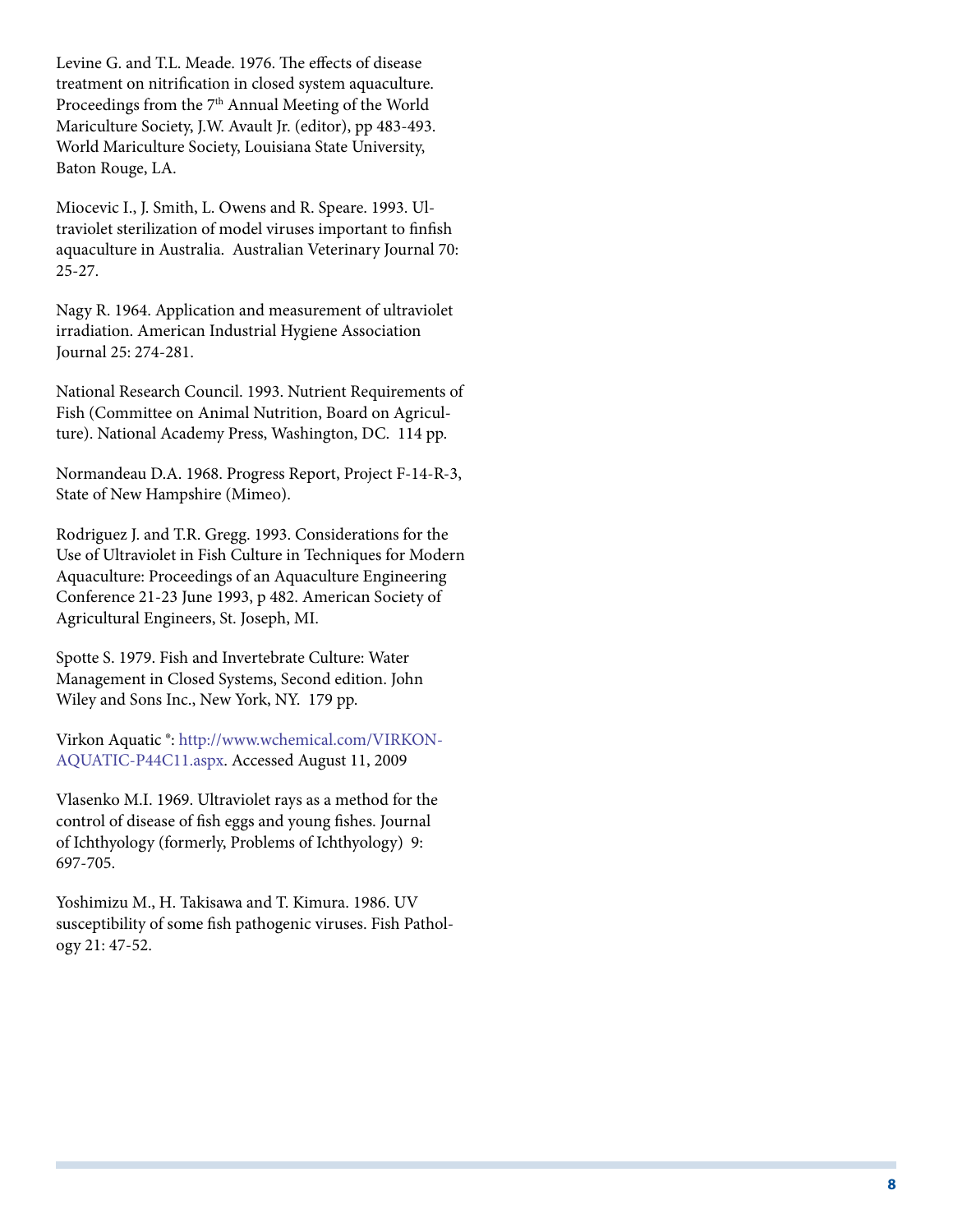Levine G. and T.L. Meade. 1976. The effects of disease treatment on nitrification in closed system aquaculture. Proceedings from the 7th Annual Meeting of the World Mariculture Society, J.W. Avault Jr. (editor), pp 483-493. World Mariculture Society, Louisiana State University, Baton Rouge, LA.

Miocevic I., J. Smith, L. Owens and R. Speare. 1993. Ultraviolet sterilization of model viruses important to finfish aquaculture in Australia. Australian Veterinary Journal 70: 25-27.

Nagy R. 1964. Application and measurement of ultraviolet irradiation. American Industrial Hygiene Association Journal 25: 274-281.

National Research Council. 1993. Nutrient Requirements of Fish (Committee on Animal Nutrition, Board on Agriculture). National Academy Press, Washington, DC. 114 pp.

Normandeau D.A. 1968. Progress Report, Project F-14-R-3, State of New Hampshire (Mimeo).

Rodriguez J. and T.R. Gregg. 1993. Considerations for the Use of Ultraviolet in Fish Culture in Techniques for Modern Aquaculture: Proceedings of an Aquaculture Engineering Conference 21-23 June 1993, p 482. American Society of Agricultural Engineers, St. Joseph, MI.

Spotte S. 1979. Fish and Invertebrate Culture: Water Management in Closed Systems, Second edition. John Wiley and Sons Inc., New York, NY. 179 pp.

Virkon Aquatic ®: http://www.wchemical.com/VIRKON-AQUATIC-P44C11.aspx. Accessed August 11, 2009

Vlasenko M.I. 1969. Ultraviolet rays as a method for the control of disease of fish eggs and young fishes. Journal of Ichthyology (formerly, Problems of Ichthyology) 9: 697-705.

Yoshimizu M., H. Takisawa and T. Kimura. 1986. UV susceptibility of some fish pathogenic viruses. Fish Pathology 21: 47-52.